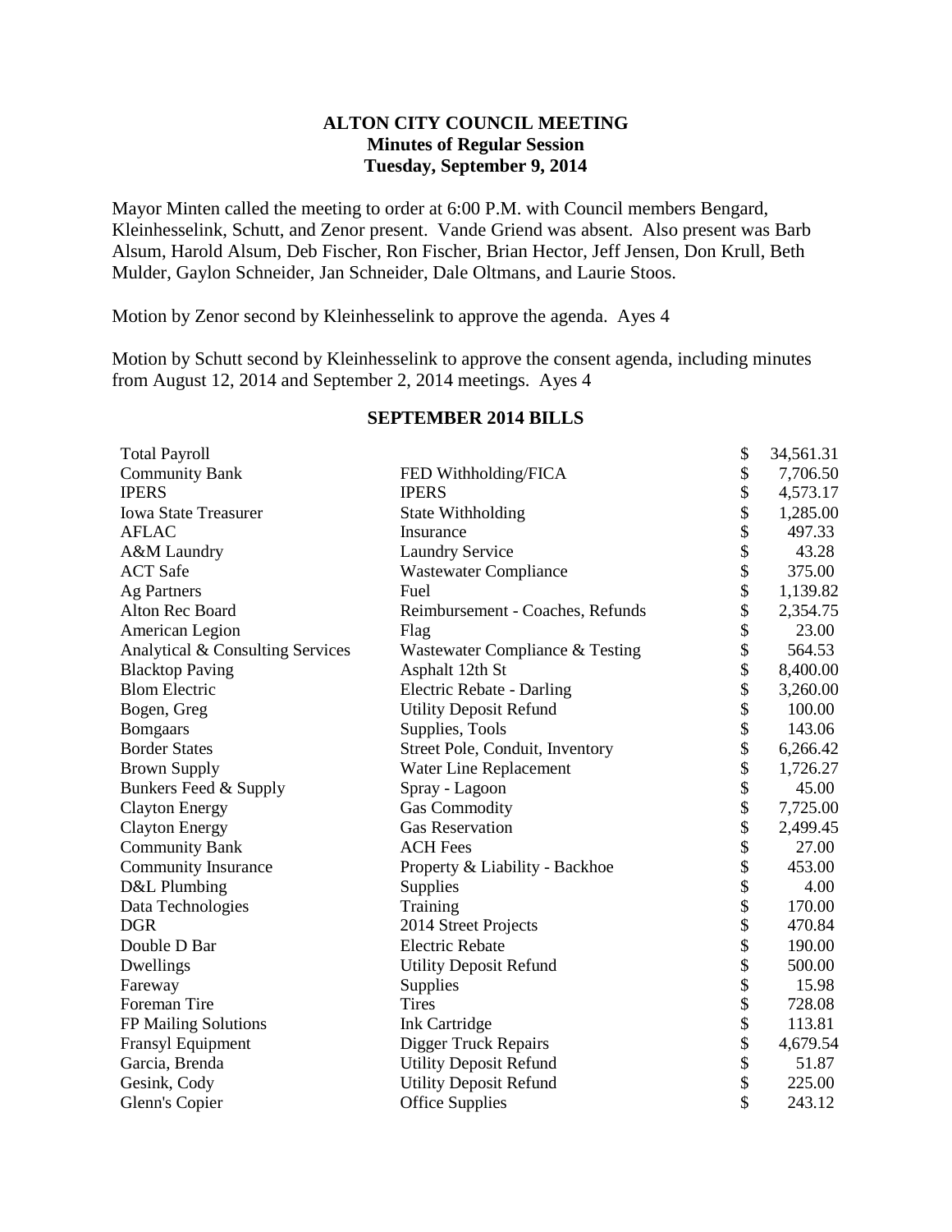**ALTON CITY COUNCIL MEETING**
**Minutes of Regular Session**
**Tuesday, September 9, 2014**

Mayor Minten called the meeting to order at 6:00 P.M. with Council members Bengard, Kleinhesselink, Schutt, and Zenor present. Vande Griend was absent. Also present was Barb Alsum, Harold Alsum, Deb Fischer, Ron Fischer, Brian Hector, Jeff Jensen, Don Krull, Beth Mulder, Gaylon Schneider, Jan Schneider, Dale Oltmans, and Laurie Stoos.

Motion by Zenor second by Kleinhesselink to approve the agenda. Ayes 4

Motion by Schutt second by Kleinhesselink to approve the consent agenda, including minutes from August 12, 2014 and September 2, 2014 meetings. Ayes 4

**SEPTEMBER 2014 BILLS**

| | | | |
|---|---|---|---|
| Total Payroll | | $ | 34,561.31 |
| Community Bank | FED Withholding/FICA | $ | 7,706.50 |
| IPERS | IPERS | $ | 4,573.17 |
| Iowa State Treasurer | State Withholding | $ | 1,285.00 |
| AFLAC | Insurance | $ | 497.33 |
| A&M Laundry | Laundry Service | $ | 43.28 |
| ACT Safe | Wastewater Compliance | $ | 375.00 |
| Ag Partners | Fuel | $ | 1,139.82 |
| Alton Rec Board | Reimbursement - Coaches, Refunds | $ | 2,354.75 |
| American Legion | Flag | $ | 23.00 |
| Analytical & Consulting Services | Wastewater Compliance & Testing | $ | 564.53 |
| Blacktop Paving | Asphalt 12th St | $ | 8,400.00 |
| Blom Electric | Electric Rebate - Darling | $ | 3,260.00 |
| Bogen, Greg | Utility Deposit Refund | $ | 100.00 |
| Bomgaars | Supplies, Tools | $ | 143.06 |
| Border States | Street Pole, Conduit, Inventory | $ | 6,266.42 |
| Brown Supply | Water Line Replacement | $ | 1,726.27 |
| Bunkers Feed & Supply | Spray - Lagoon | $ | 45.00 |
| Clayton Energy | Gas Commodity | $ | 7,725.00 |
| Clayton Energy | Gas Reservation | $ | 2,499.45 |
| Community Bank | ACH Fees | $ | 27.00 |
| Community Insurance | Property & Liability - Backhoe | $ | 453.00 |
| D&L Plumbing | Supplies | $ | 4.00 |
| Data Technologies | Training | $ | 170.00 |
| DGR | 2014 Street Projects | $ | 470.84 |
| Double D Bar | Electric Rebate | $ | 190.00 |
| Dwellings | Utility Deposit Refund | $ | 500.00 |
| Fareway | Supplies | $ | 15.98 |
| Foreman Tire | Tires | $ | 728.08 |
| FP Mailing Solutions | Ink Cartridge | $ | 113.81 |
| Fransyl Equipment | Digger Truck Repairs | $ | 4,679.54 |
| Garcia, Brenda | Utility Deposit Refund | $ | 51.87 |
| Gesink, Cody | Utility Deposit Refund | $ | 225.00 |
| Glenn's Copier | Office Supplies | $ | 243.12 |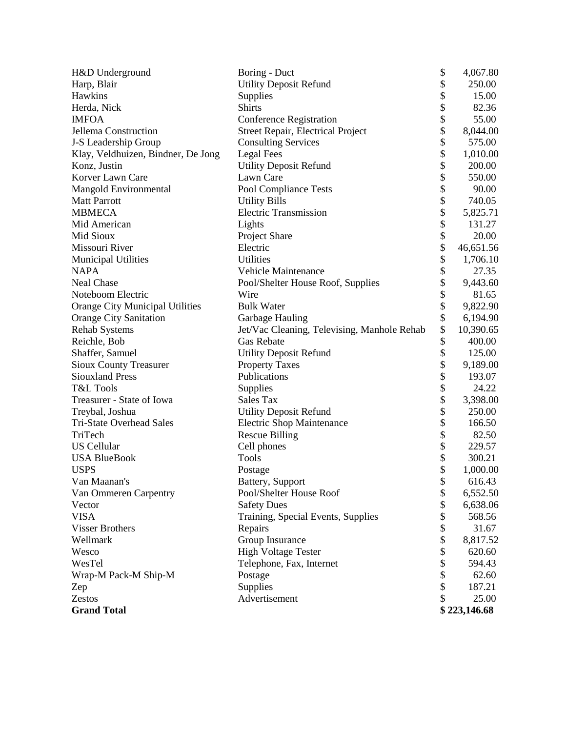| | | |
|---|---|---|
| H&D Underground | Boring - Duct | $ 4,067.80 |
| Harp, Blair | Utility Deposit Refund | $ 250.00 |
| Hawkins | Supplies | $ 15.00 |
| Herda, Nick | Shirts | $ 82.36 |
| IMFOA | Conference Registration | $ 55.00 |
| Jellema Construction | Street Repair, Electrical Project | $ 8,044.00 |
| J-S Leadership Group | Consulting Services | $ 575.00 |
| Klay, Veldhuizen, Bindner, De Jong | Legal Fees | $ 1,010.00 |
| Konz, Justin | Utility Deposit Refund | $ 200.00 |
| Korver Lawn Care | Lawn Care | $ 550.00 |
| Mangold Environmental | Pool Compliance Tests | $ 90.00 |
| Matt Parrott | Utility Bills | $ 740.05 |
| MBMECA | Electric Transmission | $ 5,825.71 |
| Mid American | Lights | $ 131.27 |
| Mid Sioux | Project Share | $ 20.00 |
| Missouri River | Electric | $ 46,651.56 |
| Municipal Utilities | Utilities | $ 1,706.10 |
| NAPA | Vehicle Maintenance | $ 27.35 |
| Neal Chase | Pool/Shelter House Roof, Supplies | $ 9,443.60 |
| Noteboom Electric | Wire | $ 81.65 |
| Orange City Municipal Utilities | Bulk Water | $ 9,822.90 |
| Orange City Sanitation | Garbage Hauling | $ 6,194.90 |
| Rehab Systems | Jet/Vac Cleaning, Televising, Manhole Rehab | $ 10,390.65 |
| Reichle, Bob | Gas Rebate | $ 400.00 |
| Shaffer, Samuel | Utility Deposit Refund | $ 125.00 |
| Sioux County Treasurer | Property Taxes | $ 9,189.00 |
| Siouxland Press | Publications | $ 193.07 |
| T&L Tools | Supplies | $ 24.22 |
| Treasurer - State of Iowa | Sales Tax | $ 3,398.00 |
| Treybal, Joshua | Utility Deposit Refund | $ 250.00 |
| Tri-State Overhead Sales | Electric Shop Maintenance | $ 166.50 |
| TriTech | Rescue Billing | $ 82.50 |
| US Cellular | Cell phones | $ 229.57 |
| USA BlueBook | Tools | $ 300.21 |
| USPS | Postage | $ 1,000.00 |
| Van Maanan's | Battery, Support | $ 616.43 |
| Van Ommeren Carpentry | Pool/Shelter House Roof | $ 6,552.50 |
| Vector | Safety Dues | $ 6,638.06 |
| VISA | Training, Special Events, Supplies | $ 568.56 |
| Visser Brothers | Repairs | $ 31.67 |
| Wellmark | Group Insurance | $ 8,817.52 |
| Wesco | High Voltage Tester | $ 620.60 |
| WesTel | Telephone, Fax, Internet | $ 594.43 |
| Wrap-M Pack-M Ship-M | Postage | $ 62.60 |
| Zep | Supplies | $ 187.21 |
| Zestos | Advertisement | $ 25.00 |
| **Grand Total** | | **$ 223,146.68** |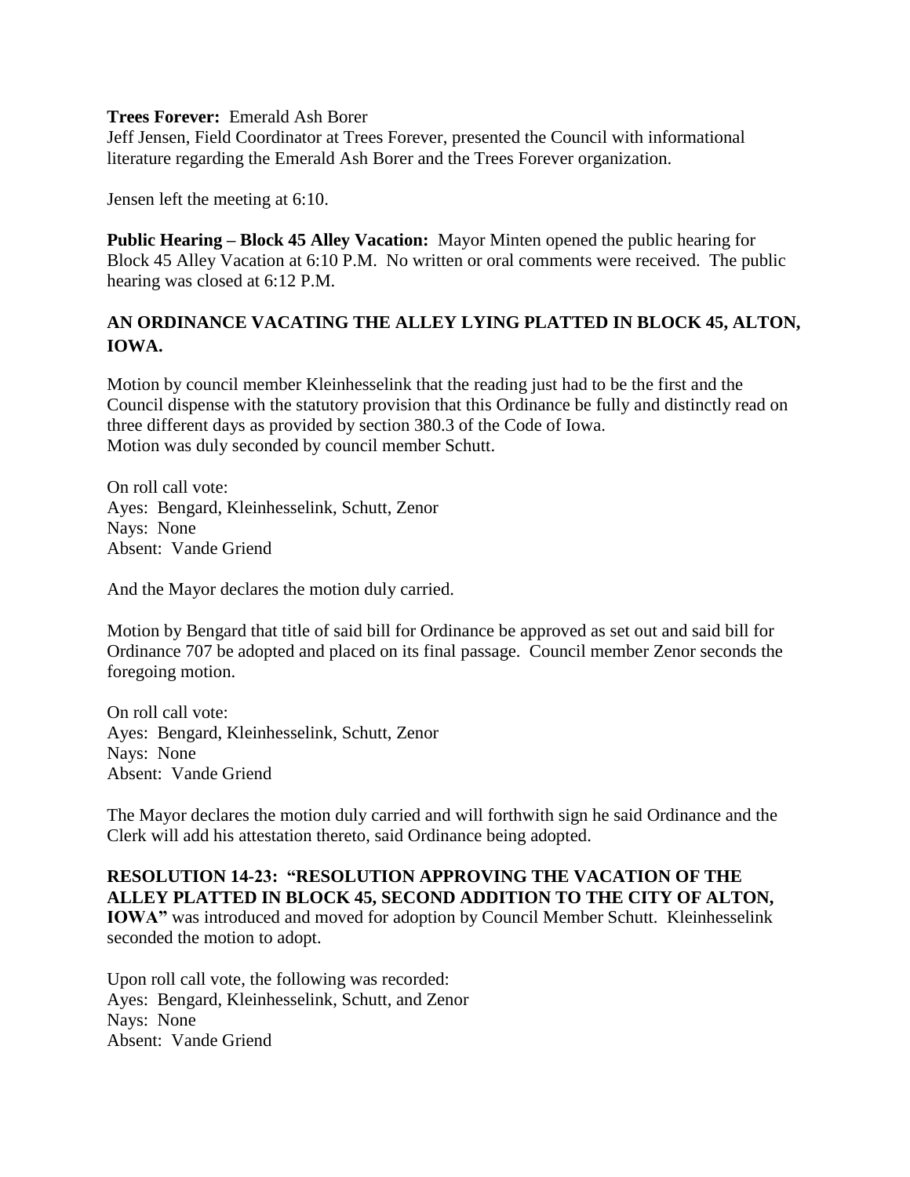**Trees Forever:** Emerald Ash Borer
Jeff Jensen, Field Coordinator at Trees Forever, presented the Council with informational literature regarding the Emerald Ash Borer and the Trees Forever organization.

Jensen left the meeting at 6:10.

**Public Hearing – Block 45 Alley Vacation:** Mayor Minten opened the public hearing for Block 45 Alley Vacation at 6:10 P.M. No written or oral comments were received. The public hearing was closed at 6:12 P.M.

**AN ORDINANCE VACATING THE ALLEY LYING PLATTED IN BLOCK 45, ALTON, IOWA.**

Motion by council member Kleinhesselink that the reading just had to be the first and the Council dispense with the statutory provision that this Ordinance be fully and distinctly read on three different days as provided by section 380.3 of the Code of Iowa.
Motion was duly seconded by council member Schutt.

On roll call vote:
Ayes: Bengard, Kleinhesselink, Schutt, Zenor
Nays: None
Absent: Vande Griend

And the Mayor declares the motion duly carried.

Motion by Bengard that title of said bill for Ordinance be approved as set out and said bill for Ordinance 707 be adopted and placed on its final passage. Council member Zenor seconds the foregoing motion.

On roll call vote:
Ayes: Bengard, Kleinhesselink, Schutt, Zenor
Nays: None
Absent: Vande Griend

The Mayor declares the motion duly carried and will forthwith sign he said Ordinance and the Clerk will add his attestation thereto, said Ordinance being adopted.

**RESOLUTION 14-23: "RESOLUTION APPROVING THE VACATION OF THE ALLEY PLATTED IN BLOCK 45, SECOND ADDITION TO THE CITY OF ALTON, IOWA"** was introduced and moved for adoption by Council Member Schutt. Kleinhesselink seconded the motion to adopt.

Upon roll call vote, the following was recorded:
Ayes: Bengard, Kleinhesselink, Schutt, and Zenor
Nays: None
Absent: Vande Griend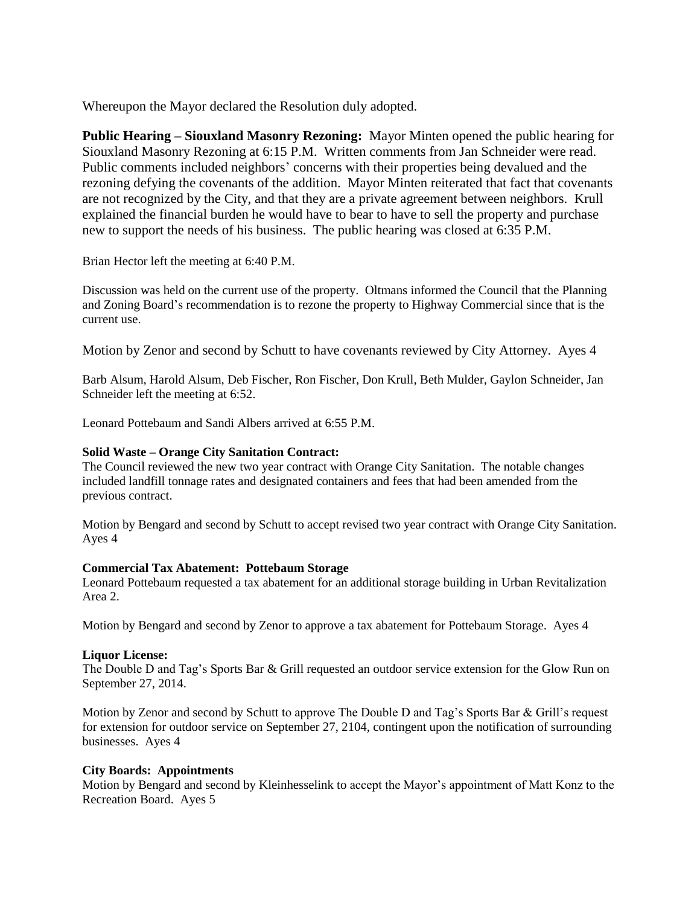Whereupon the Mayor declared the Resolution duly adopted.

**Public Hearing – Siouxland Masonry Rezoning:** Mayor Minten opened the public hearing for Siouxland Masonry Rezoning at 6:15 P.M. Written comments from Jan Schneider were read. Public comments included neighbors' concerns with their properties being devalued and the rezoning defying the covenants of the addition. Mayor Minten reiterated that fact that covenants are not recognized by the City, and that they are a private agreement between neighbors. Krull explained the financial burden he would have to bear to have to sell the property and purchase new to support the needs of his business. The public hearing was closed at 6:35 P.M.

Brian Hector left the meeting at 6:40 P.M.

Discussion was held on the current use of the property. Oltmans informed the Council that the Planning and Zoning Board's recommendation is to rezone the property to Highway Commercial since that is the current use.

Motion by Zenor and second by Schutt to have covenants reviewed by City Attorney. Ayes 4

Barb Alsum, Harold Alsum, Deb Fischer, Ron Fischer, Don Krull, Beth Mulder, Gaylon Schneider, Jan Schneider left the meeting at 6:52.

Leonard Pottebaum and Sandi Albers arrived at 6:55 P.M.

**Solid Waste – Orange City Sanitation Contract:**
The Council reviewed the new two year contract with Orange City Sanitation. The notable changes included landfill tonnage rates and designated containers and fees that had been amended from the previous contract.

Motion by Bengard and second by Schutt to accept revised two year contract with Orange City Sanitation. Ayes 4

**Commercial Tax Abatement: Pottebaum Storage**
Leonard Pottebaum requested a tax abatement for an additional storage building in Urban Revitalization Area 2.

Motion by Bengard and second by Zenor to approve a tax abatement for Pottebaum Storage. Ayes 4

**Liquor License:**
The Double D and Tag's Sports Bar & Grill requested an outdoor service extension for the Glow Run on September 27, 2014.

Motion by Zenor and second by Schutt to approve The Double D and Tag's Sports Bar & Grill's request for extension for outdoor service on September 27, 2104, contingent upon the notification of surrounding businesses. Ayes 4

**City Boards: Appointments**
Motion by Bengard and second by Kleinhesselink to accept the Mayor's appointment of Matt Konz to the Recreation Board. Ayes 5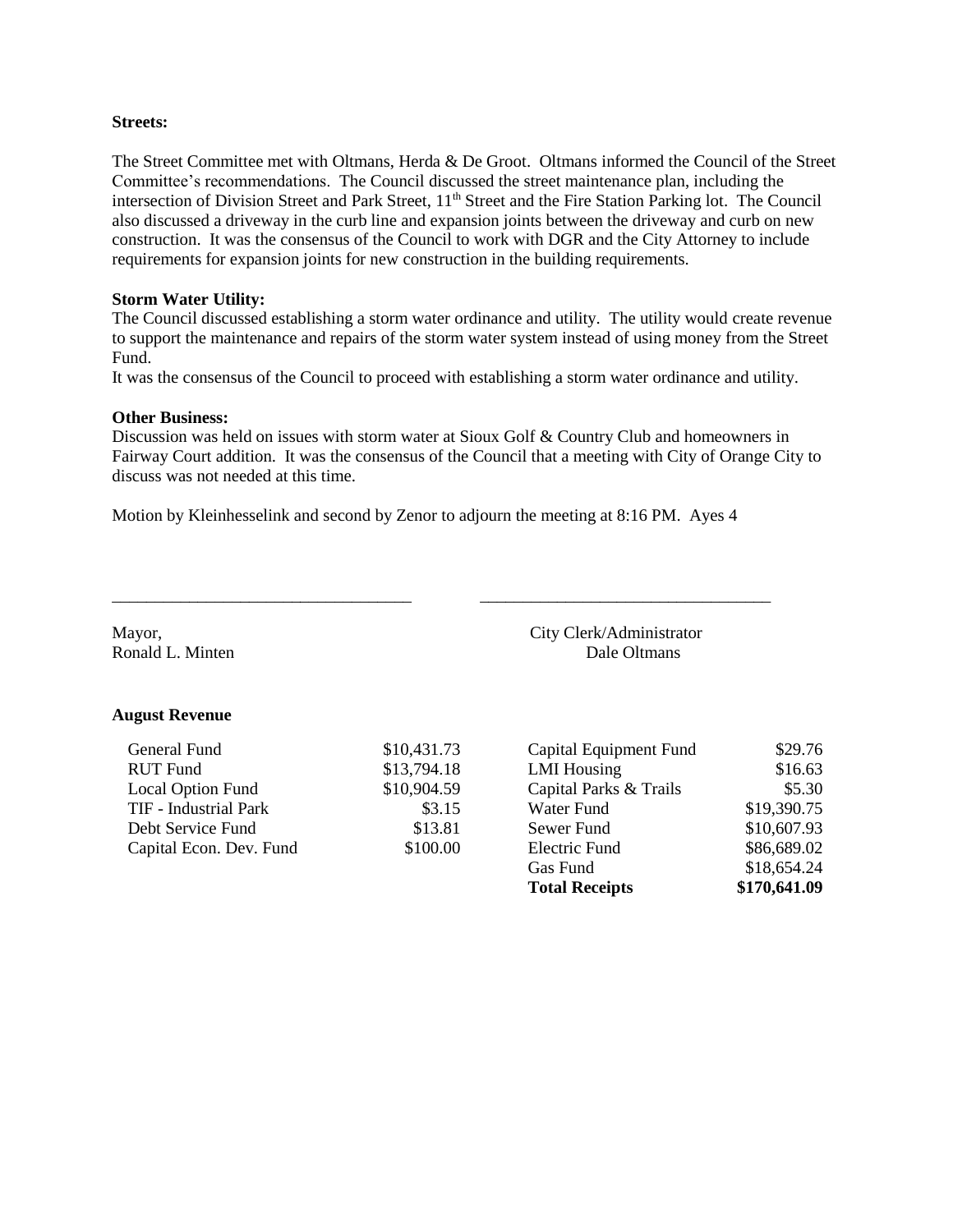**Streets:**

The Street Committee met with Oltmans, Herda & De Groot. Oltmans informed the Council of the Street Committee's recommendations. The Council discussed the street maintenance plan, including the intersection of Division Street and Park Street, 11th Street and the Fire Station Parking lot. The Council also discussed a driveway in the curb line and expansion joints between the driveway and curb on new construction. It was the consensus of the Council to work with DGR and the City Attorney to include requirements for expansion joints for new construction in the building requirements.

**Storm Water Utility:**

The Council discussed establishing a storm water ordinance and utility. The utility would create revenue to support the maintenance and repairs of the storm water system instead of using money from the Street Fund.

It was the consensus of the Council to proceed with establishing a storm water ordinance and utility.

**Other Business:**

Discussion was held on issues with storm water at Sioux Golf & Country Club and homeowners in Fairway Court addition. It was the consensus of the Council that a meeting with City of Orange City to discuss was not needed at this time.

Motion by Kleinhesselink and second by Zenor to adjourn the meeting at 8:16 PM. Ayes 4

___________________________________ ___________________________________

Mayor,
Ronald L. Minten

City Clerk/Administrator
Dale Oltmans

**August Revenue**

| | | | |
|---|---|---|---|
| General Fund | $10,431.73 | Capital Equipment Fund | $29.76 |
| RUT Fund | $13,794.18 | LMI Housing | $16.63 |
| Local Option Fund | $10,904.59 | Capital Parks & Trails | $5.30 |
| TIF - Industrial Park | $3.15 | Water Fund | $19,390.75 |
| Debt Service Fund | $13.81 | Sewer Fund | $10,607.93 |
| Capital Econ. Dev. Fund | $100.00 | Electric Fund | $86,689.02 |
| | | Gas Fund | $18,654.24 |
| | | **Total Receipts** | **$170,641.09** |